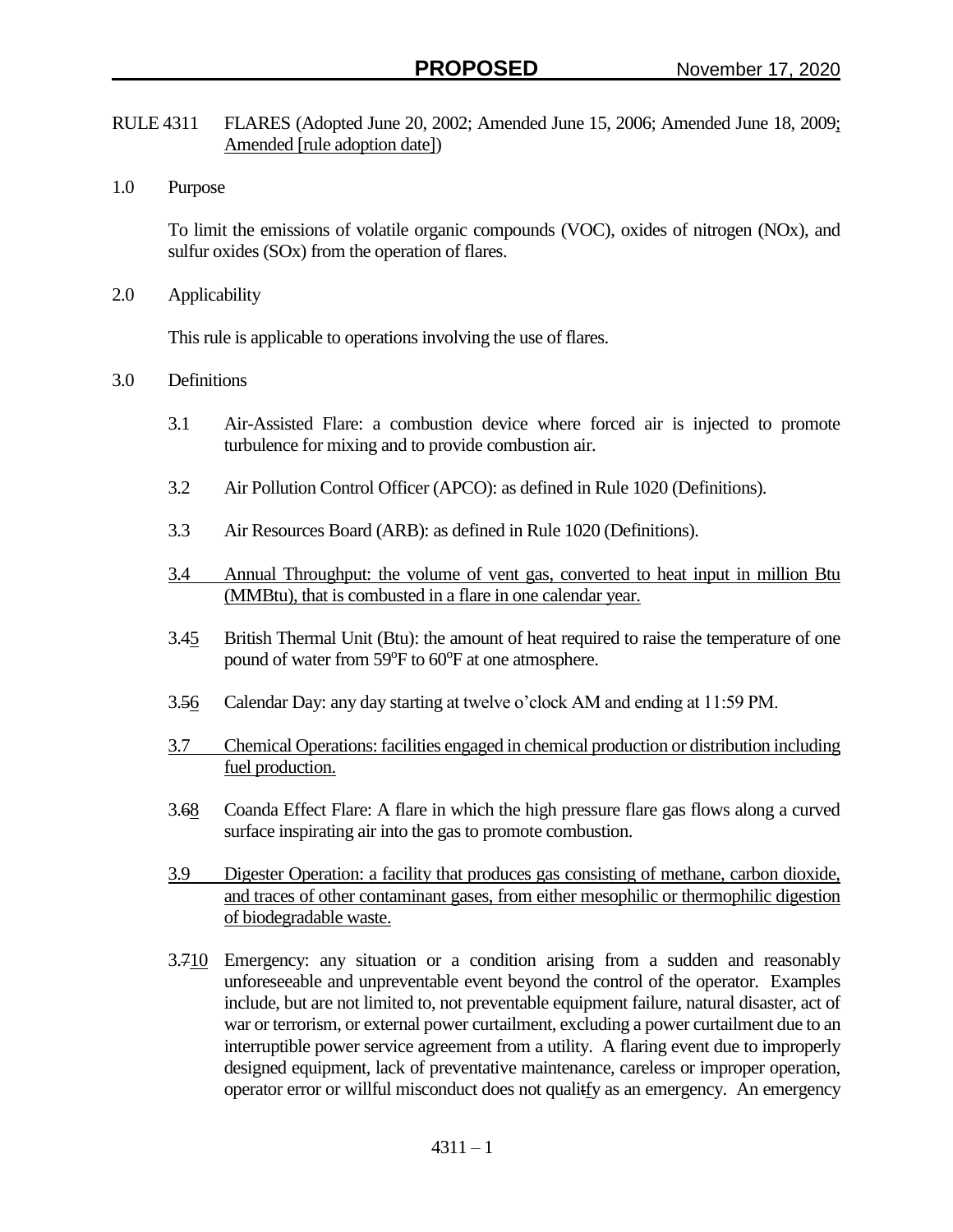RULE 4311 FLARES (Adopted June 20, 2002; Amended June 15, 2006; Amended June 18, 2009; Amended [rule adoption date])

## 1.0 Purpose

To limit the emissions of volatile organic compounds (VOC), oxides of nitrogen (NOx), and sulfur oxides (SOx) from the operation of flares.

## 2.0 Applicability

This rule is applicable to operations involving the use of flares.

## 3.0 Definitions

3.1 Air-Assisted Flare: a combustion device where forced air is injected to promote turbulence for mixing and to provide combustion air.

3.2 Air Pollution Control Officer (APCO): as defined in Rule 1020 (Definitions).

3.3 Air Resources Board (ARB): as defined in Rule 1020 (Definitions).

3.4 Annual Throughput: the volume of vent gas, converted to heat input in million Btu (MMBtu), that is combusted in a flare in one calendar year.

3.45 British Thermal Unit (Btu): the amount of heat required to raise the temperature of one pound of water from 59°F to 60°F at one atmosphere.

3.56 Calendar Day: any day starting at twelve o'clock AM and ending at 11:59 PM.

3.7 Chemical Operations: facilities engaged in chemical production or distribution including fuel production.

3.68 Coanda Effect Flare: A flare in which the high pressure flare gas flows along a curved surface inspirating air into the gas to promote combustion.

3.9 Digester Operation: a facility that produces gas consisting of methane, carbon dioxide, and traces of other contaminant gases, from either mesophilic or thermophilic digestion of biodegradable waste.

3.710 Emergency: any situation or a condition arising from a sudden and reasonably unforeseeable and unpreventable event beyond the control of the operator. Examples include, but are not limited to, not preventable equipment failure, natural disaster, act of war or terrorism, or external power curtailment, excluding a power curtailment due to an interruptible power service agreement from a utility. A flaring event due to improperly designed equipment, lack of preventative maintenance, careless or improper operation, operator error or willful misconduct does not qualitfy as an emergency. An emergency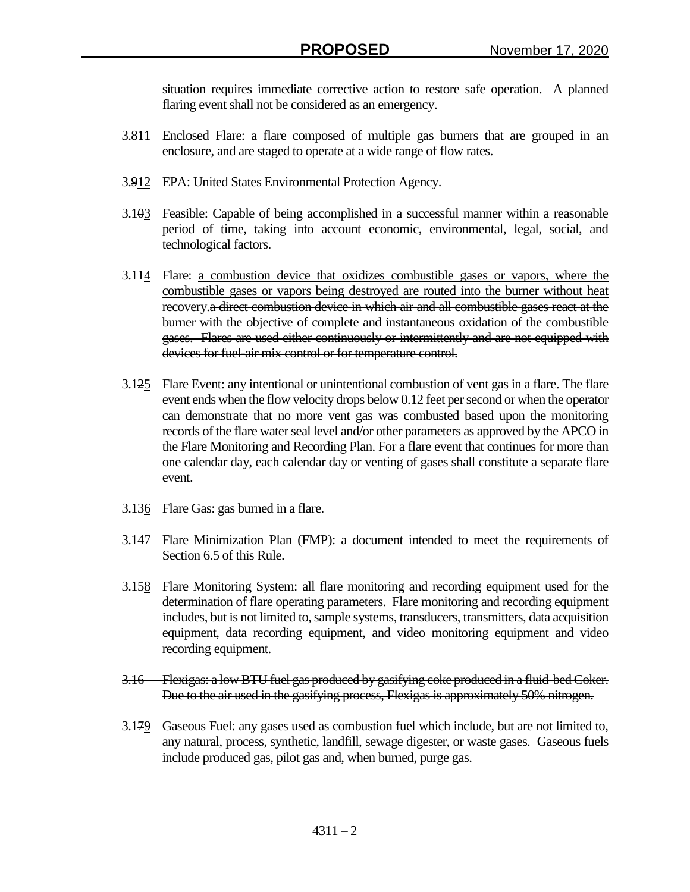situation requires immediate corrective action to restore safe operation. A planned flaring event shall not be considered as an emergency.

3.~~8~~<u>11</u> Enclosed Flare: a flare composed of multiple gas burners that are grouped in an enclosure, and are staged to operate at a wide range of flow rates.

3.~~9~~<u>12</u> EPA: United States Environmental Protection Agency.

3.1~~0~~<u>3</u> Feasible: Capable of being accomplished in a successful manner within a reasonable period of time, taking into account economic, environmental, legal, social, and technological factors.

3.1~~1~~<u>4</u> Flare: <u>a combustion device that oxidizes combustible gases or vapors, where the combustible gases or vapors being destroyed are routed into the burner without heat recovery.</u>~~a direct combustion device in which air and all combustible gases react at the burner with the objective of complete and instantaneous oxidation of the combustible gases. Flares are used either continuously or intermittently and are not equipped with devices for fuel-air mix control or for temperature control.~~

3.1~~2~~<u>5</u> Flare Event: any intentional or unintentional combustion of vent gas in a flare. The flare event ends when the flow velocity drops below 0.12 feet per second or when the operator can demonstrate that no more vent gas was combusted based upon the monitoring records of the flare water seal level and/or other parameters as approved by the APCO in the Flare Monitoring and Recording Plan. For a flare event that continues for more than one calendar day, each calendar day or venting of gases shall constitute a separate flare event.

3.1~~3~~<u>6</u> Flare Gas: gas burned in a flare.

3.1~~4~~<u>7</u> Flare Minimization Plan (FMP): a document intended to meet the requirements of Section 6.5 of this Rule.

3.1~~5~~<u>8</u> Flare Monitoring System: all flare monitoring and recording equipment used for the determination of flare operating parameters. Flare monitoring and recording equipment includes, but is not limited to, sample systems, transducers, transmitters, data acquisition equipment, data recording equipment, and video monitoring equipment and video recording equipment.

~~3.16 Flexigas: a low BTU fuel gas produced by gasifying coke produced in a fluid-bed Coker. Due to the air used in the gasifying process, Flexigas is approximately 50% nitrogen.~~

3.1~~7~~<u>9</u> Gaseous Fuel: any gases used as combustion fuel which include, but are not limited to, any natural, process, synthetic, landfill, sewage digester, or waste gases. Gaseous fuels include produced gas, pilot gas and, when burned, purge gas.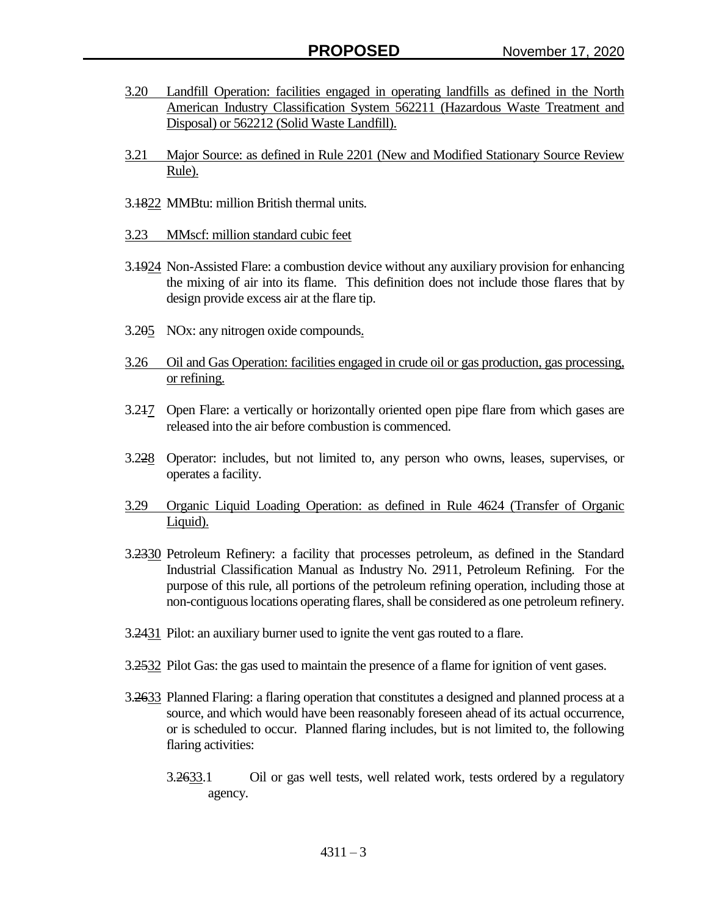3.20 Landfill Operation: facilities engaged in operating landfills as defined in the North American Industry Classification System 562211 (Hazardous Waste Treatment and Disposal) or 562212 (Solid Waste Landfill).

3.21 Major Source: as defined in Rule 2201 (New and Modified Stationary Source Review Rule).

3.1822 MMBtu: million British thermal units.

3.23 MMscf: million standard cubic feet

3.1924 Non-Assisted Flare: a combustion device without any auxiliary provision for enhancing the mixing of air into its flame. This definition does not include those flares that by design provide excess air at the flare tip.

3.205 NOx: any nitrogen oxide compounds.

3.26 Oil and Gas Operation: facilities engaged in crude oil or gas production, gas processing, or refining.

3.217 Open Flare: a vertically or horizontally oriented open pipe flare from which gases are released into the air before combustion is commenced.

3.228 Operator: includes, but not limited to, any person who owns, leases, supervises, or operates a facility.

3.29 Organic Liquid Loading Operation: as defined in Rule 4624 (Transfer of Organic Liquid).

3.2330 Petroleum Refinery: a facility that processes petroleum, as defined in the Standard Industrial Classification Manual as Industry No. 2911, Petroleum Refining. For the purpose of this rule, all portions of the petroleum refining operation, including those at non-contiguous locations operating flares, shall be considered as one petroleum refinery.

3.2431 Pilot: an auxiliary burner used to ignite the vent gas routed to a flare.

3.2532 Pilot Gas: the gas used to maintain the presence of a flame for ignition of vent gases.

3.2633 Planned Flaring: a flaring operation that constitutes a designed and planned process at a source, and which would have been reasonably foreseen ahead of its actual occurrence, or is scheduled to occur. Planned flaring includes, but is not limited to, the following flaring activities:

3.2633.1 Oil or gas well tests, well related work, tests ordered by a regulatory agency.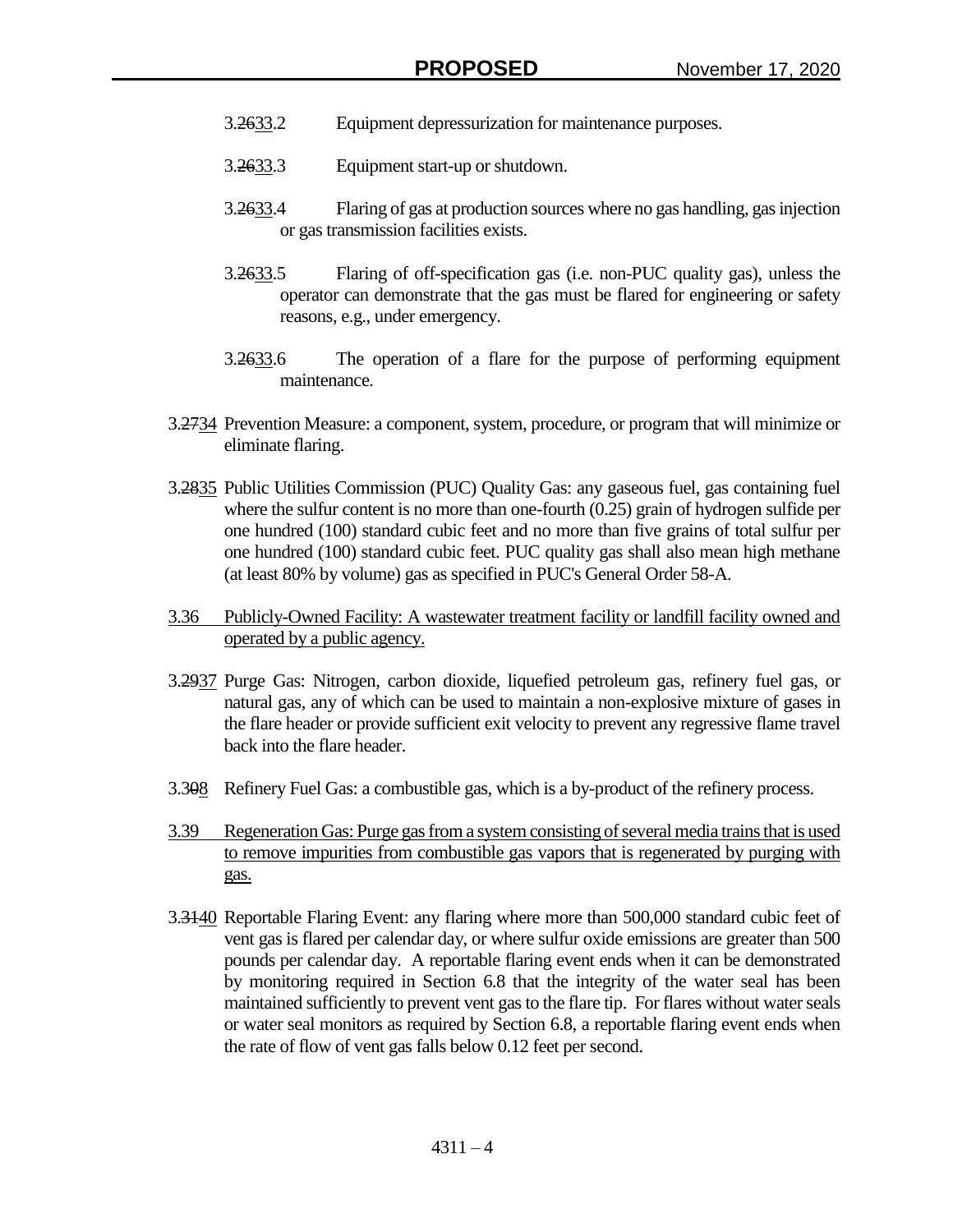3.2633.2 Equipment depressurization for maintenance purposes.

3.2633.3 Equipment start-up or shutdown.

3.2633.4 Flaring of gas at production sources where no gas handling, gas injection or gas transmission facilities exists.

3.2633.5 Flaring of off-specification gas (i.e. non-PUC quality gas), unless the operator can demonstrate that the gas must be flared for engineering or safety reasons, e.g., under emergency.

3.2633.6 The operation of a flare for the purpose of performing equipment maintenance.

3.2734 Prevention Measure: a component, system, procedure, or program that will minimize or eliminate flaring.

3.2835 Public Utilities Commission (PUC) Quality Gas: any gaseous fuel, gas containing fuel where the sulfur content is no more than one-fourth (0.25) grain of hydrogen sulfide per one hundred (100) standard cubic feet and no more than five grains of total sulfur per one hundred (100) standard cubic feet. PUC quality gas shall also mean high methane (at least 80% by volume) gas as specified in PUC's General Order 58-A.

3.36 Publicly-Owned Facility: A wastewater treatment facility or landfill facility owned and operated by a public agency.

3.2937 Purge Gas: Nitrogen, carbon dioxide, liquefied petroleum gas, refinery fuel gas, or natural gas, any of which can be used to maintain a non-explosive mixture of gases in the flare header or provide sufficient exit velocity to prevent any regressive flame travel back into the flare header.

3.308 Refinery Fuel Gas: a combustible gas, which is a by-product of the refinery process.

3.39 Regeneration Gas: Purge gas from a system consisting of several media trains that is used to remove impurities from combustible gas vapors that is regenerated by purging with gas.

3.3140 Reportable Flaring Event: any flaring where more than 500,000 standard cubic feet of vent gas is flared per calendar day, or where sulfur oxide emissions are greater than 500 pounds per calendar day. A reportable flaring event ends when it can be demonstrated by monitoring required in Section 6.8 that the integrity of the water seal has been maintained sufficiently to prevent vent gas to the flare tip. For flares without water seals or water seal monitors as required by Section 6.8, a reportable flaring event ends when the rate of flow of vent gas falls below 0.12 feet per second.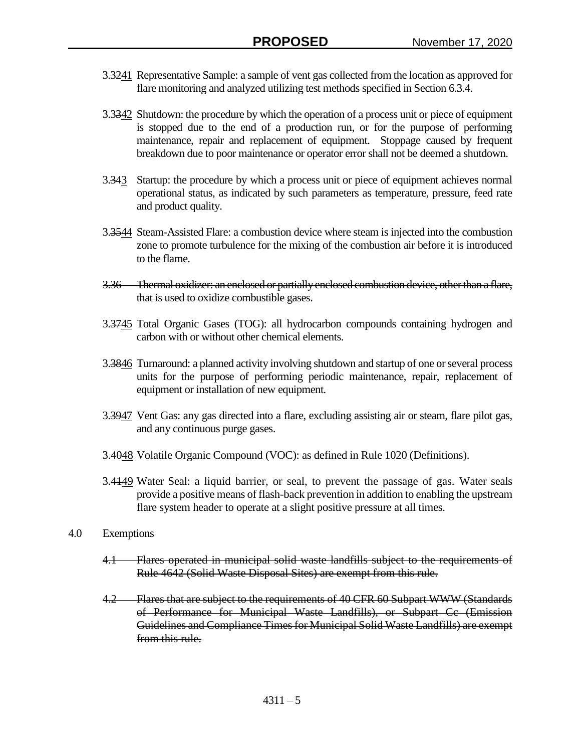3.~~32~~41 Representative Sample: a sample of vent gas collected from the location as approved for flare monitoring and analyzed utilizing test methods specified in Section 6.3.4.

3.~~33~~42 Shutdown: the procedure by which the operation of a process unit or piece of equipment is stopped due to the end of a production run, or for the purpose of performing maintenance, repair and replacement of equipment. Stoppage caused by frequent breakdown due to poor maintenance or operator error shall not be deemed a shutdown.

3.~~34~~3 Startup: the procedure by which a process unit or piece of equipment achieves normal operational status, as indicated by such parameters as temperature, pressure, feed rate and product quality.

3.~~35~~44 Steam-Assisted Flare: a combustion device where steam is injected into the combustion zone to promote turbulence for the mixing of the combustion air before it is introduced to the flame.

~~3.36 Thermal oxidizer: an enclosed or partially enclosed combustion device, other than a flare, that is used to oxidize combustible gases.~~

3.~~37~~45 Total Organic Gases (TOG): all hydrocarbon compounds containing hydrogen and carbon with or without other chemical elements.

3.~~38~~46 Turnaround: a planned activity involving shutdown and startup of one or several process units for the purpose of performing periodic maintenance, repair, replacement of equipment or installation of new equipment.

3.~~39~~47 Vent Gas: any gas directed into a flare, excluding assisting air or steam, flare pilot gas, and any continuous purge gases.

3.~~40~~48 Volatile Organic Compound (VOC): as defined in Rule 1020 (Definitions).

3.~~41~~49 Water Seal: a liquid barrier, or seal, to prevent the passage of gas. Water seals provide a positive means of flash-back prevention in addition to enabling the upstream flare system header to operate at a slight positive pressure at all times.

4.0 Exemptions

~~4.1 Flares operated in municipal solid waste landfills subject to the requirements of Rule 4642 (Solid Waste Disposal Sites) are exempt from this rule.~~

~~4.2 Flares that are subject to the requirements of 40 CFR 60 Subpart WWW (Standards of Performance for Municipal Waste Landfills), or Subpart Cc (Emission Guidelines and Compliance Times for Municipal Solid Waste Landfills) are exempt from this rule.~~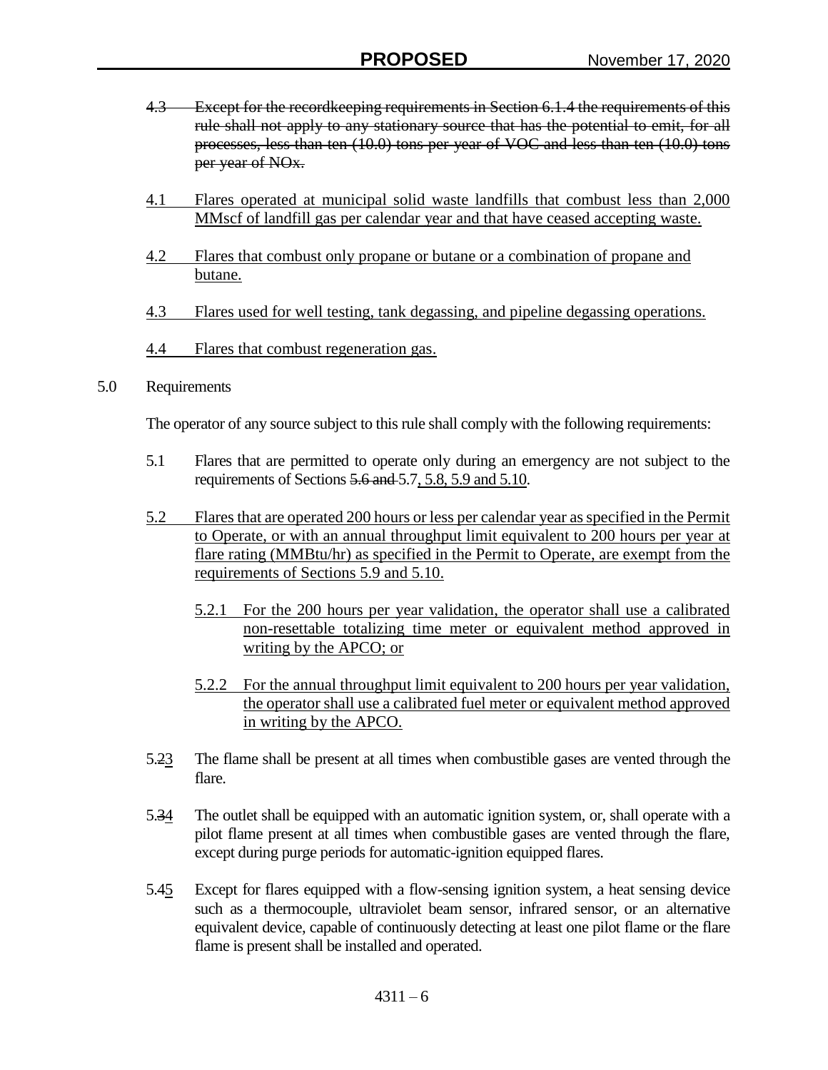~~4.3 Except for the recordkeeping requirements in Section 6.1.4 the requirements of this rule shall not apply to any stationary source that has the potential to emit, for all processes, less than ten (10.0) tons per year of VOC and less than ten (10.0) tons per year of NOx.~~

<u>4.1 Flares operated at municipal solid waste landfills that combust less than 2,000 MMscf of landfill gas per calendar year and that have ceased accepting waste.</u>

<u>4.2 Flares that combust only propane or butane or a combination of propane and butane.</u>

<u>4.3 Flares used for well testing, tank degassing, and pipeline degassing operations.</u>

<u>4.4 Flares that combust regeneration gas.</u>

5.0 Requirements

The operator of any source subject to this rule shall comply with the following requirements:

5.1 Flares that are permitted to operate only during an emergency are not subject to the requirements of Sections ~~5.6 and~~ 5.7<u>, 5.8, 5.9 and 5.10</u>.

<u>5.2 Flares that are operated 200 hours or less per calendar year as specified in the Permit to Operate, or with an annual throughput limit equivalent to 200 hours per year at flare rating (MMBtu/hr) as specified in the Permit to Operate, are exempt from the requirements of Sections 5.9 and 5.10.</u>

<u>5.2.1 For the 200 hours per year validation, the operator shall use a calibrated non-resettable totalizing time meter or equivalent method approved in writing by the APCO; or</u>

<u>5.2.2 For the annual throughput limit equivalent to 200 hours per year validation, the operator shall use a calibrated fuel meter or equivalent method approved in writing by the APCO.</u>

5.~~2~~<u>3</u> The flame shall be present at all times when combustible gases are vented through the flare.

5.~~3~~<u>4</u> The outlet shall be equipped with an automatic ignition system, or, shall operate with a pilot flame present at all times when combustible gases are vented through the flare, except during purge periods for automatic-ignition equipped flares.

5.~~4~~<u>5</u> Except for flares equipped with a flow-sensing ignition system, a heat sensing device such as a thermocouple, ultraviolet beam sensor, infrared sensor, or an alternative equivalent device, capable of continuously detecting at least one pilot flame or the flare flame is present shall be installed and operated.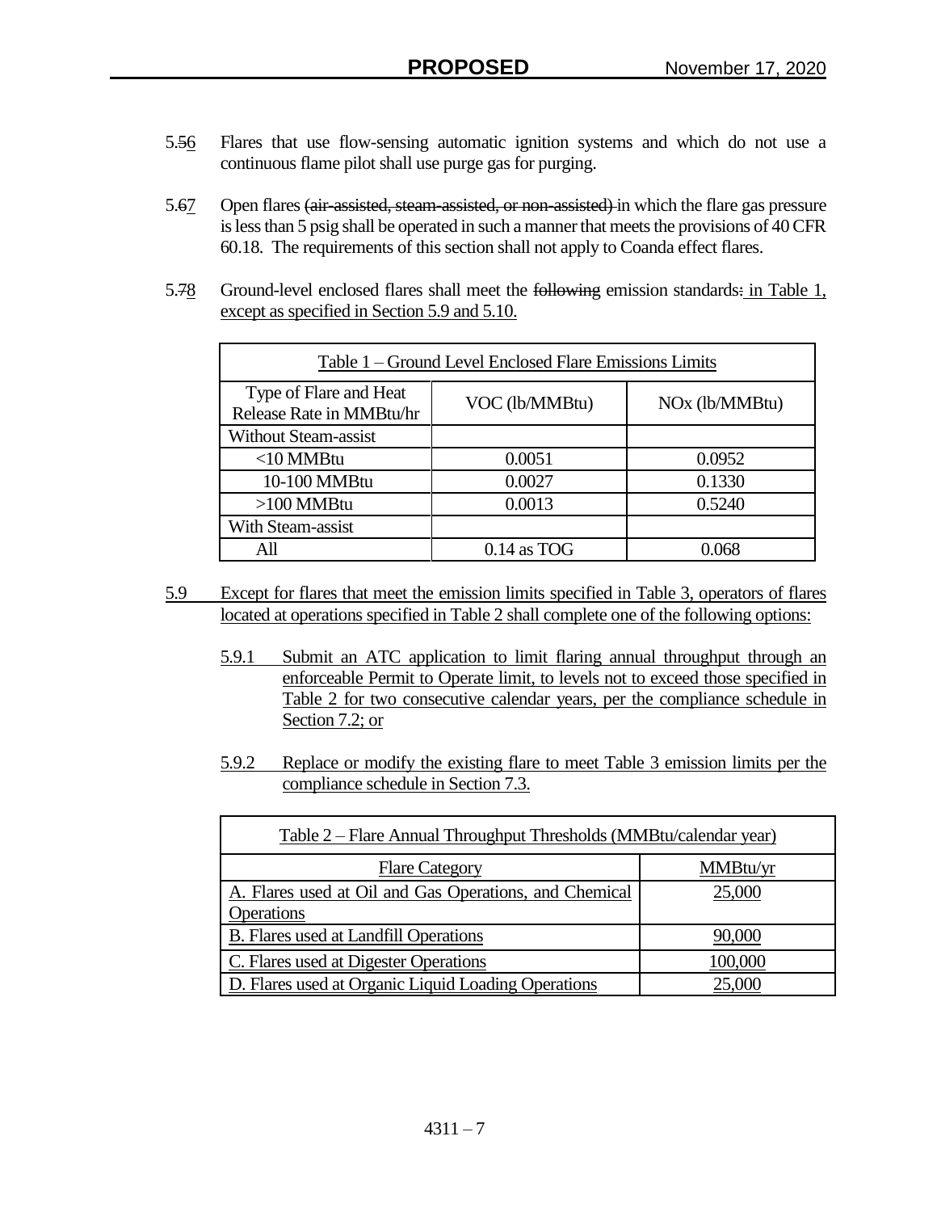5.56 Flares that use flow-sensing automatic ignition systems and which do not use a continuous flame pilot shall use purge gas for purging.

5.67 Open flares (air-assisted, steam-assisted, or non-assisted) in which the flare gas pressure is less than 5 psig shall be operated in such a manner that meets the provisions of 40 CFR 60.18. The requirements of this section shall not apply to Coanda effect flares.

5.78 Ground-level enclosed flares shall meet the following emission standards: in Table 1, except as specified in Section 5.9 and 5.10.

| Table 1 – Ground Level Enclosed Flare Emissions Limits | | |
|---|---|---|
| Type of Flare and Heat Release Rate in MMBtu/hr | VOC (lb/MMBtu) | NOx (lb/MMBtu) |
| Without Steam-assist | | |
| <10 MMBtu | 0.0051 | 0.0952 |
| 10-100 MMBtu | 0.0027 | 0.1330 |
| >100 MMBtu | 0.0013 | 0.5240 |
| With Steam-assist | | |
| All | 0.14 as TOG | 0.068 |

5.9 Except for flares that meet the emission limits specified in Table 3, operators of flares located at operations specified in Table 2 shall complete one of the following options:

5.9.1 Submit an ATC application to limit flaring annual throughput through an enforceable Permit to Operate limit, to levels not to exceed those specified in Table 2 for two consecutive calendar years, per the compliance schedule in Section 7.2; or

5.9.2 Replace or modify the existing flare to meet Table 3 emission limits per the compliance schedule in Section 7.3.

| Table 2 – Flare Annual Throughput Thresholds (MMBtu/calendar year) | |
|---|---|
| Flare Category | MMBtu/yr |
| A. Flares used at Oil and Gas Operations, and Chemical Operations | 25,000 |
| B. Flares used at Landfill Operations | 90,000 |
| C. Flares used at Digester Operations | 100,000 |
| D. Flares used at Organic Liquid Loading Operations | 25,000 |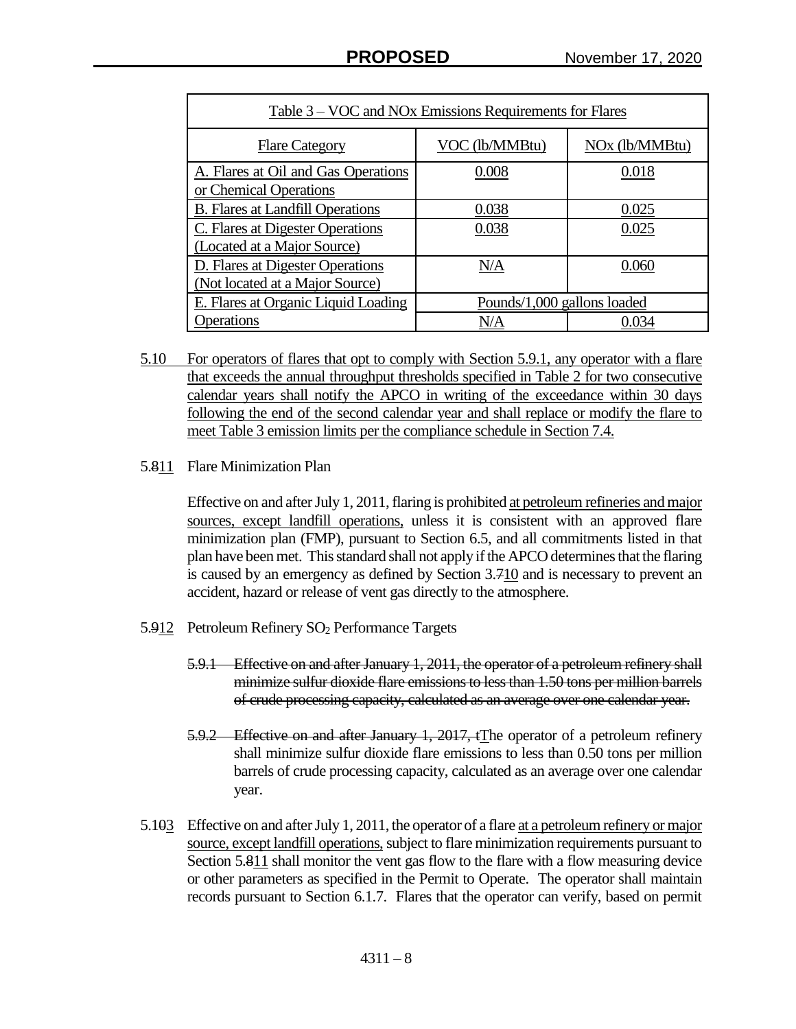| Table 3 – VOC and NOx Emissions Requirements for Flares | | |
|---|---|---|
| Flare Category | VOC (lb/MMBtu) | NOx (lb/MMBtu) |
| A. Flares at Oil and Gas Operations or Chemical Operations | 0.008 | 0.018 |
| B. Flares at Landfill Operations | 0.038 | 0.025 |
| C. Flares at Digester Operations (Located at a Major Source) | 0.038 | 0.025 |
| D. Flares at Digester Operations (Not located at a Major Source) | N/A | 0.060 |
| E. Flares at Organic Liquid Loading Operations | Pounds/1,000 gallons loaded | |
| | N/A | 0.034 |

5.10 For operators of flares that opt to comply with Section 5.9.1, any operator with a flare that exceeds the annual throughput thresholds specified in Table 2 for two consecutive calendar years shall notify the APCO in writing of the exceedance within 30 days following the end of the second calendar year and shall replace or modify the flare to meet Table 3 emission limits per the compliance schedule in Section 7.4.

5.811 Flare Minimization Plan

Effective on and after July 1, 2011, flaring is prohibited at petroleum refineries and major sources, except landfill operations, unless it is consistent with an approved flare minimization plan (FMP), pursuant to Section 6.5, and all commitments listed in that plan have been met. This standard shall not apply if the APCO determines that the flaring is caused by an emergency as defined by Section 3.710 and is necessary to prevent an accident, hazard or release of vent gas directly to the atmosphere.

5.912 Petroleum Refinery $SO_2$ Performance Targets

~~5.9.1 Effective on and after January 1, 2011, the operator of a petroleum refinery shall minimize sulfur dioxide flare emissions to less than 1.50 tons per million barrels of crude processing capacity, calculated as an average over one calendar year.~~

~~5.9.2 Effective on and after January 1, 2017, t~~The operator of a petroleum refinery shall minimize sulfur dioxide flare emissions to less than 0.50 tons per million barrels of crude processing capacity, calculated as an average over one calendar year.

5.103 Effective on and after July 1, 2011, the operator of a flare at a petroleum refinery or major source, except landfill operations, subject to flare minimization requirements pursuant to Section 5.811 shall monitor the vent gas flow to the flare with a flow measuring device or other parameters as specified in the Permit to Operate. The operator shall maintain records pursuant to Section 6.1.7. Flares that the operator can verify, based on permit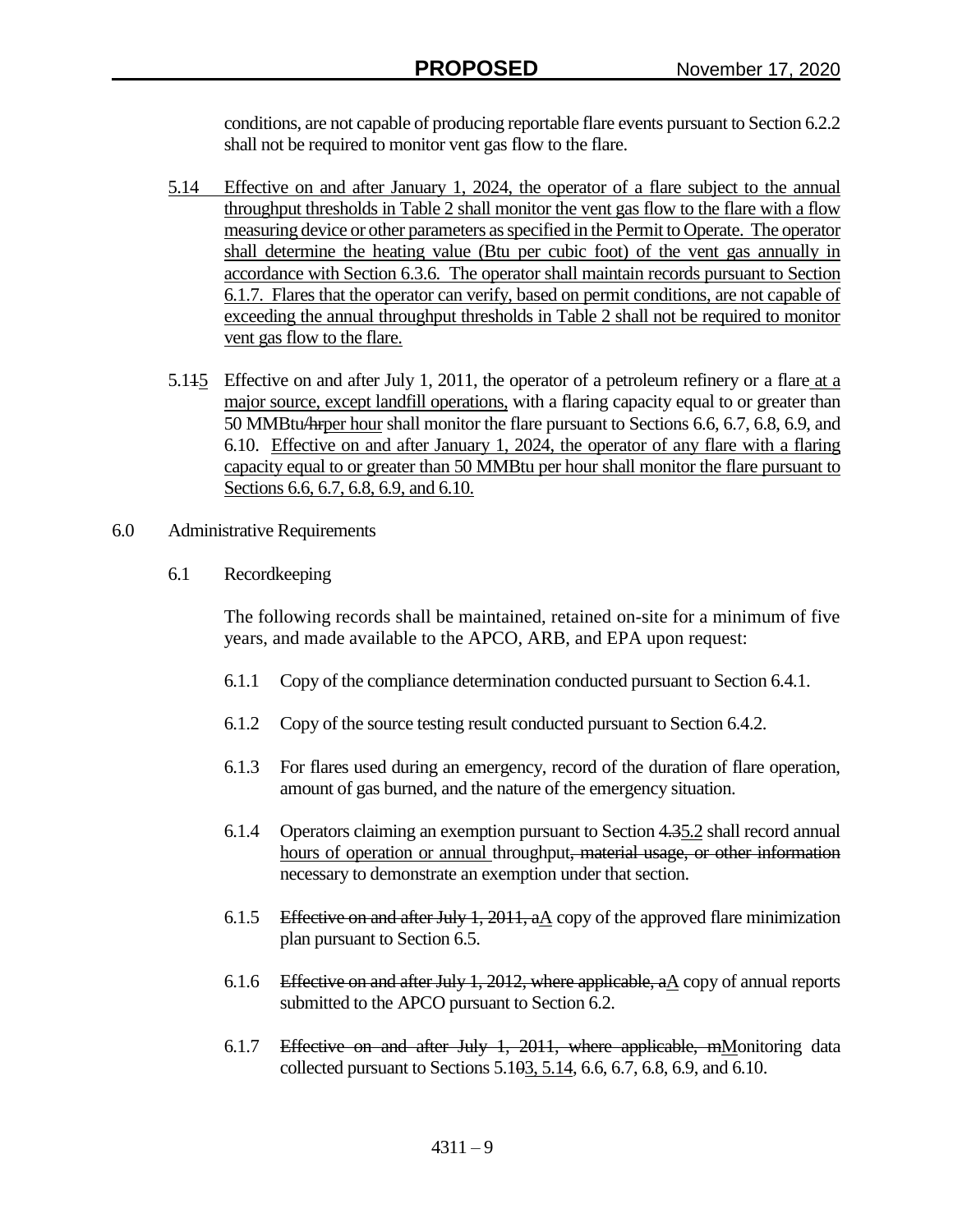conditions, are not capable of producing reportable flare events pursuant to Section 6.2.2 shall not be required to monitor vent gas flow to the flare.

5.14 Effective on and after January 1, 2024, the operator of a flare subject to the annual throughput thresholds in Table 2 shall monitor the vent gas flow to the flare with a flow measuring device or other parameters as specified in the Permit to Operate. The operator shall determine the heating value (Btu per cubic foot) of the vent gas annually in accordance with Section 6.3.6. The operator shall maintain records pursuant to Section 6.1.7. Flares that the operator can verify, based on permit conditions, are not capable of exceeding the annual throughput thresholds in Table 2 shall not be required to monitor vent gas flow to the flare.

5.1~~1~~5 Effective on and after July 1, 2011, the operator of a petroleum refinery or a flare at a major source, except landfill operations, with a flaring capacity equal to or greater than 50 MMBtu~~/hr~~per hour shall monitor the flare pursuant to Sections 6.6, 6.7, 6.8, 6.9, and 6.10. Effective on and after January 1, 2024, the operator of any flare with a flaring capacity equal to or greater than 50 MMBtu per hour shall monitor the flare pursuant to Sections 6.6, 6.7, 6.8, 6.9, and 6.10.

6.0 Administrative Requirements

6.1 Recordkeeping

The following records shall be maintained, retained on-site for a minimum of five years, and made available to the APCO, ARB, and EPA upon request:

6.1.1 Copy of the compliance determination conducted pursuant to Section 6.4.1.

6.1.2 Copy of the source testing result conducted pursuant to Section 6.4.2.

6.1.3 For flares used during an emergency, record of the duration of flare operation, amount of gas burned, and the nature of the emergency situation.

6.1.4 Operators claiming an exemption pursuant to Section ~~4.3~~5.2 shall record annual hours of operation or annual throughput~~, material usage, or other information~~ necessary to demonstrate an exemption under that section.

6.1.5 ~~Effective on and after July 1, 2011, a~~A copy of the approved flare minimization plan pursuant to Section 6.5.

6.1.6 ~~Effective on and after July 1, 2012, where applicable, a~~A copy of annual reports submitted to the APCO pursuant to Section 6.2.

6.1.7 ~~Effective on and after July 1, 2011, where applicable, m~~Monitoring data collected pursuant to Sections 5.1~~0~~3, 5.14, 6.6, 6.7, 6.8, 6.9, and 6.10.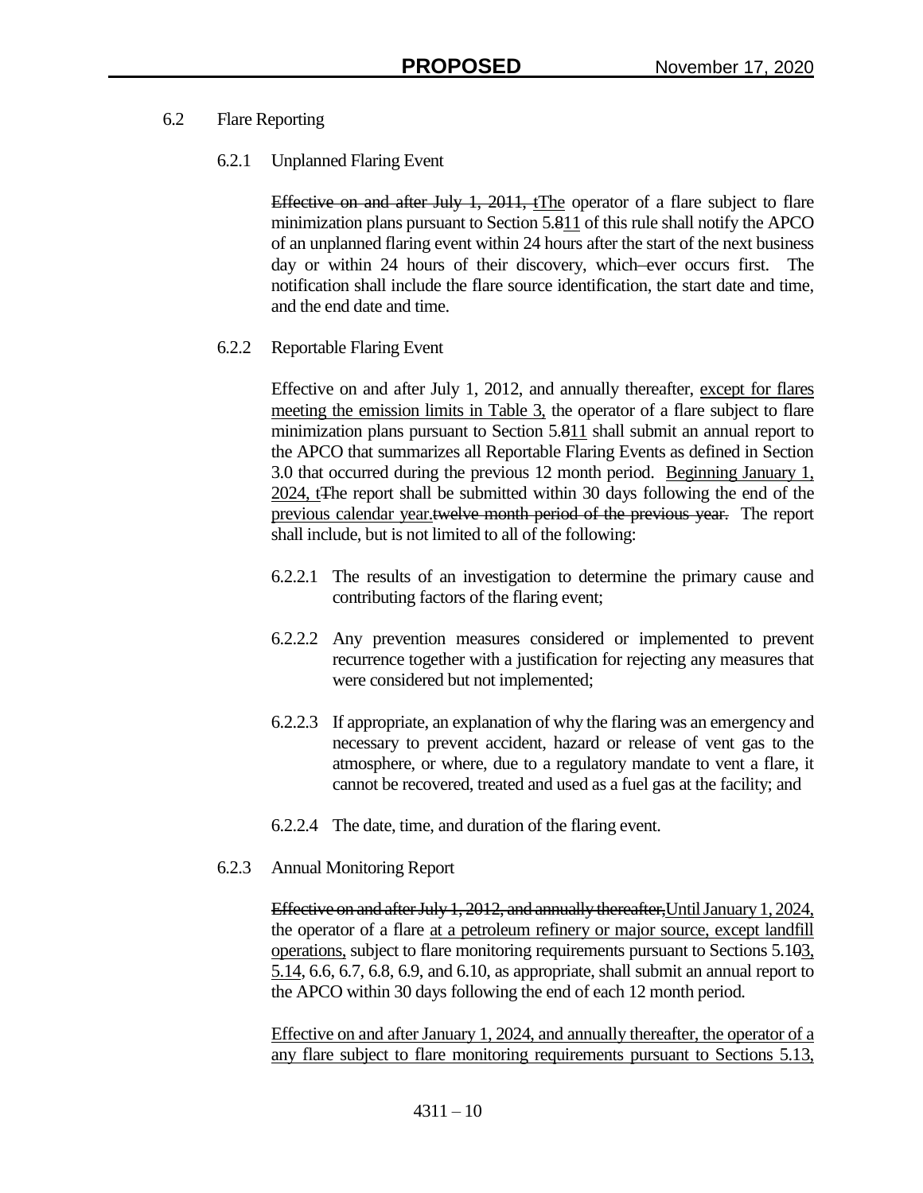## 6.2 Flare Reporting

### 6.2.1 Unplanned Flaring Event

~~Effective on and after July 1, 2011, t~~<u>T</u>he operator of a flare subject to flare minimization plans pursuant to Section 5.~~8~~<u>11</u> of this rule shall notify the APCO of an unplanned flaring event within 24 hours after the start of the next business day or within 24 hours of their discovery, which~~–~~ever occurs first. The notification shall include the flare source identification, the start date and time, and the end date and time.

### 6.2.2 Reportable Flaring Event

Effective on and after July 1, 2012, and annually thereafter, <u>except for flares meeting the emission limits in Table 3,</u> the operator of a flare subject to flare minimization plans pursuant to Section 5.~~8~~<u>11</u> shall submit an annual report to the APCO that summarizes all Reportable Flaring Events as defined in Section 3.0 that occurred during the previous 12 month period. <u>Beginning January 1, 2024, t</u>~~T~~he report shall be submitted within 30 days following the end of the <u>previous calendar year.</u>~~twelve month period of the previous year.~~ The report shall include, but is not limited to all of the following:

6.2.2.1 The results of an investigation to determine the primary cause and contributing factors of the flaring event;

6.2.2.2 Any prevention measures considered or implemented to prevent recurrence together with a justification for rejecting any measures that were considered but not implemented;

6.2.2.3 If appropriate, an explanation of why the flaring was an emergency and necessary to prevent accident, hazard or release of vent gas to the atmosphere, or where, due to a regulatory mandate to vent a flare, it cannot be recovered, treated and used as a fuel gas at the facility; and

6.2.2.4 The date, time, and duration of the flaring event.

### 6.2.3 Annual Monitoring Report

~~Effective on and after July 1, 2012, and annually thereafter,~~<u>Until January 1, 2024,</u> the operator of a flare <u>at a petroleum refinery or major source, except landfill operations,</u> subject to flare monitoring requirements pursuant to Sections 5.1~~0~~<u>3, 5.14</u>, 6.6, 6.7, 6.8, 6.9, and 6.10, as appropriate, shall submit an annual report to the APCO within 30 days following the end of each 12 month period.

<u>Effective on and after January 1, 2024, and annually thereafter, the operator of a any flare subject to flare monitoring requirements pursuant to Sections 5.13,</u>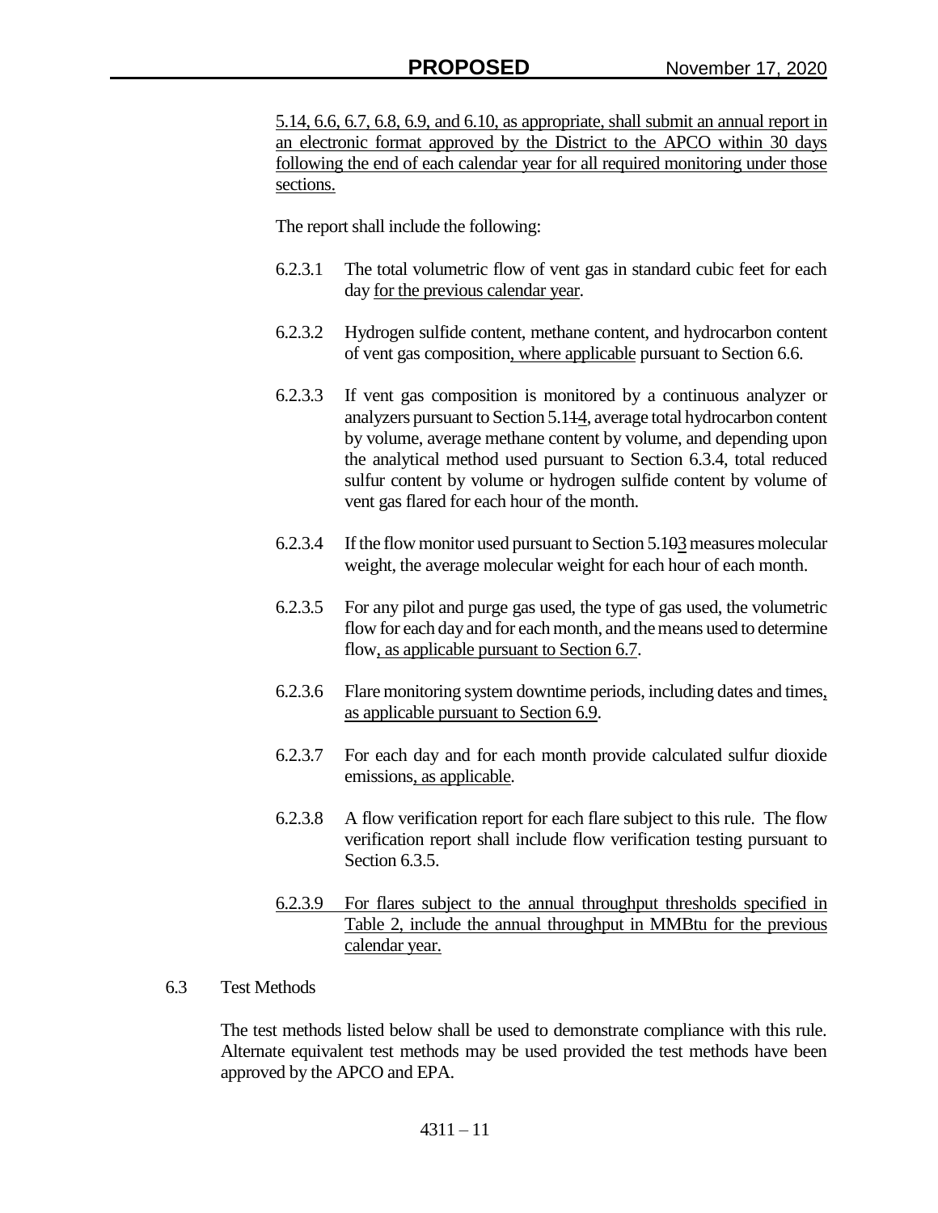5.14, 6.6, 6.7, 6.8, 6.9, and 6.10, as appropriate, shall submit an annual report in an electronic format approved by the District to the APCO within 30 days following the end of each calendar year for all required monitoring under those sections.

The report shall include the following:

6.2.3.1 The total volumetric flow of vent gas in standard cubic feet for each day for the previous calendar year.

6.2.3.2 Hydrogen sulfide content, methane content, and hydrocarbon content of vent gas composition, where applicable pursuant to Section 6.6.

6.2.3.3 If vent gas composition is monitored by a continuous analyzer or analyzers pursuant to Section 5.114, average total hydrocarbon content by volume, average methane content by volume, and depending upon the analytical method used pursuant to Section 6.3.4, total reduced sulfur content by volume or hydrogen sulfide content by volume of vent gas flared for each hour of the month.

6.2.3.4 If the flow monitor used pursuant to Section 5.103 measures molecular weight, the average molecular weight for each hour of each month.

6.2.3.5 For any pilot and purge gas used, the type of gas used, the volumetric flow for each day and for each month, and the means used to determine flow, as applicable pursuant to Section 6.7.

6.2.3.6 Flare monitoring system downtime periods, including dates and times, as applicable pursuant to Section 6.9.

6.2.3.7 For each day and for each month provide calculated sulfur dioxide emissions, as applicable.

6.2.3.8 A flow verification report for each flare subject to this rule. The flow verification report shall include flow verification testing pursuant to Section 6.3.5.

6.2.3.9 For flares subject to the annual throughput thresholds specified in Table 2, include the annual throughput in MMBtu for the previous calendar year.

6.3 Test Methods

The test methods listed below shall be used to demonstrate compliance with this rule. Alternate equivalent test methods may be used provided the test methods have been approved by the APCO and EPA.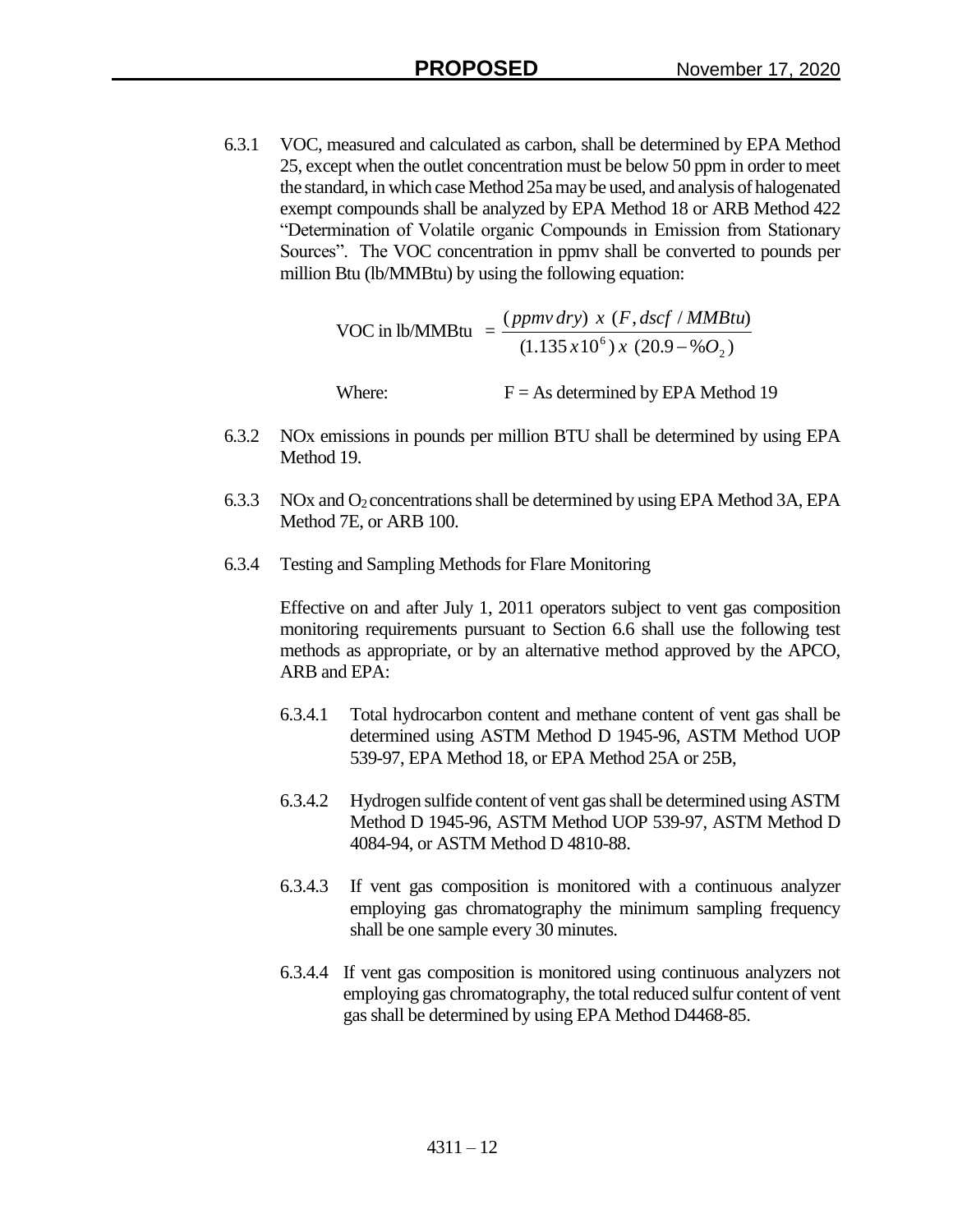6.3.1 VOC, measured and calculated as carbon, shall be determined by EPA Method 25, except when the outlet concentration must be below 50 ppm in order to meet the standard, in which case Method 25a may be used, and analysis of halogenated exempt compounds shall be analyzed by EPA Method 18 or ARB Method 422 "Determination of Volatile organic Compounds in Emission from Stationary Sources". The VOC concentration in ppmv shall be converted to pounds per million Btu (lb/MMBtu) by using the following equation:

$$\text{VOC in lb/MMBtu} = \frac{(ppmv\,dry)\ x\ (F, dscf\ /\ MMBtu)}{(1.135\,x 10^{6})\ x\ (20.9 - \%O_2)}$$

Where: F = As determined by EPA Method 19

6.3.2 NOx emissions in pounds per million BTU shall be determined by using EPA Method 19.

6.3.3 NOx and $O_2$ concentrations shall be determined by using EPA Method 3A, EPA Method 7E, or ARB 100.

6.3.4 Testing and Sampling Methods for Flare Monitoring

Effective on and after July 1, 2011 operators subject to vent gas composition monitoring requirements pursuant to Section 6.6 shall use the following test methods as appropriate, or by an alternative method approved by the APCO, ARB and EPA:

6.3.4.1 Total hydrocarbon content and methane content of vent gas shall be determined using ASTM Method D 1945-96, ASTM Method UOP 539-97, EPA Method 18, or EPA Method 25A or 25B,

6.3.4.2 Hydrogen sulfide content of vent gas shall be determined using ASTM Method D 1945-96, ASTM Method UOP 539-97, ASTM Method D 4084-94, or ASTM Method D 4810-88.

6.3.4.3 If vent gas composition is monitored with a continuous analyzer employing gas chromatography the minimum sampling frequency shall be one sample every 30 minutes.

6.3.4.4 If vent gas composition is monitored using continuous analyzers not employing gas chromatography, the total reduced sulfur content of vent gas shall be determined by using EPA Method D4468-85.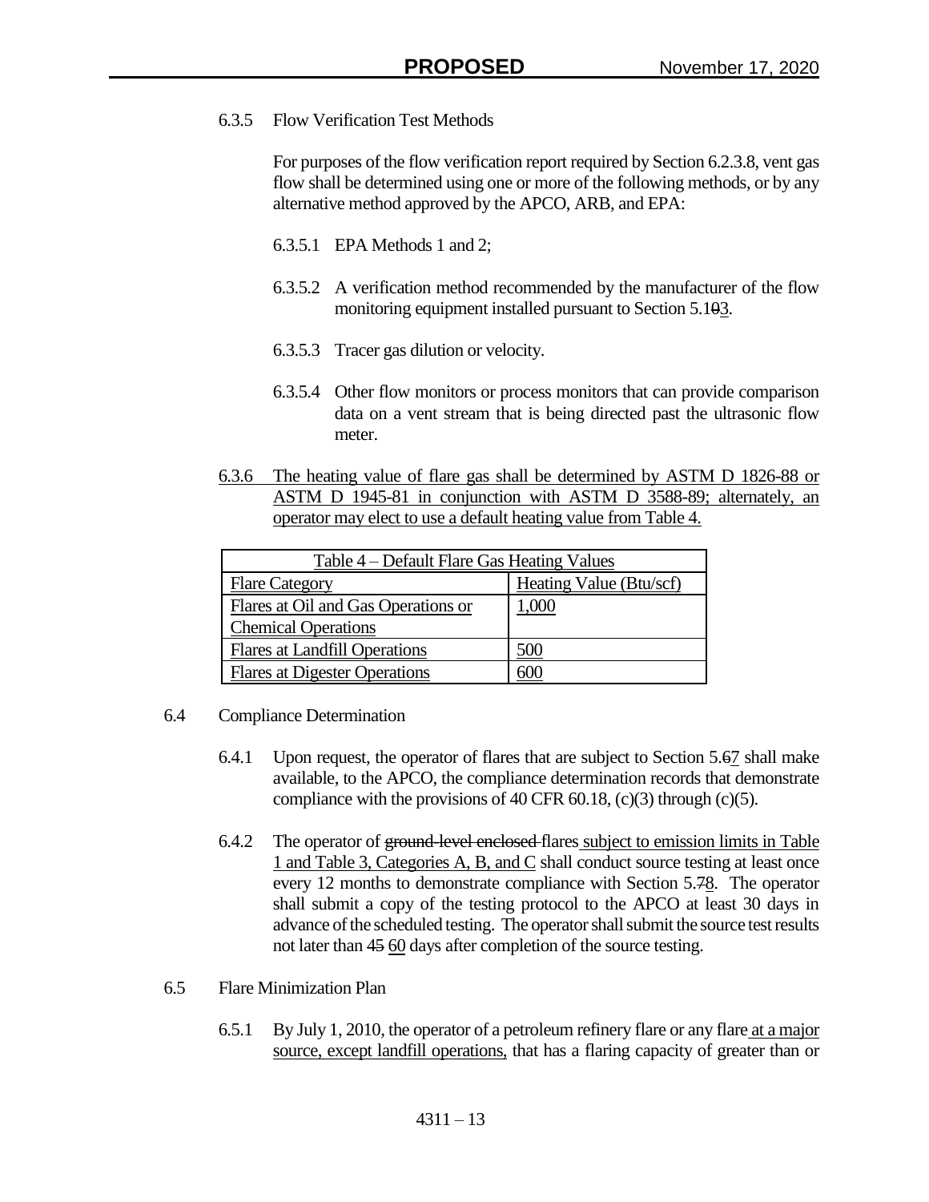6.3.5 Flow Verification Test Methods

For purposes of the flow verification report required by Section 6.2.3.8, vent gas flow shall be determined using one or more of the following methods, or by any alternative method approved by the APCO, ARB, and EPA:

6.3.5.1 EPA Methods 1 and 2;

6.3.5.2 A verification method recommended by the manufacturer of the flow monitoring equipment installed pursuant to Section 5.~~10~~3.

6.3.5.3 Tracer gas dilution or velocity.

6.3.5.4 Other flow monitors or process monitors that can provide comparison data on a vent stream that is being directed past the ultrasonic flow meter.

6.3.6 The heating value of flare gas shall be determined by ASTM D 1826-88 or ASTM D 1945-81 in conjunction with ASTM D 3588-89; alternately, an operator may elect to use a default heating value from Table 4.

| Table 4 – Default Flare Gas Heating Values | |
|---|---|
| Flare Category | Heating Value (Btu/scf) |
| Flares at Oil and Gas Operations or Chemical Operations | 1,000 |
| Flares at Landfill Operations | 500 |
| Flares at Digester Operations | 600 |

6.4 Compliance Determination

6.4.1 Upon request, the operator of flares that are subject to Section 5.~~6~~7 shall make available, to the APCO, the compliance determination records that demonstrate compliance with the provisions of 40 CFR 60.18, (c)(3) through (c)(5).

6.4.2 The operator of ~~ground-level enclosed~~ flares subject to emission limits in Table 1 and Table 3, Categories A, B, and C shall conduct source testing at least once every 12 months to demonstrate compliance with Section 5.~~7~~8. The operator shall submit a copy of the testing protocol to the APCO at least 30 days in advance of the scheduled testing. The operator shall submit the source test results not later than ~~45~~ 60 days after completion of the source testing.

6.5 Flare Minimization Plan

6.5.1 By July 1, 2010, the operator of a petroleum refinery flare or any flare at a major source, except landfill operations, that has a flaring capacity of greater than or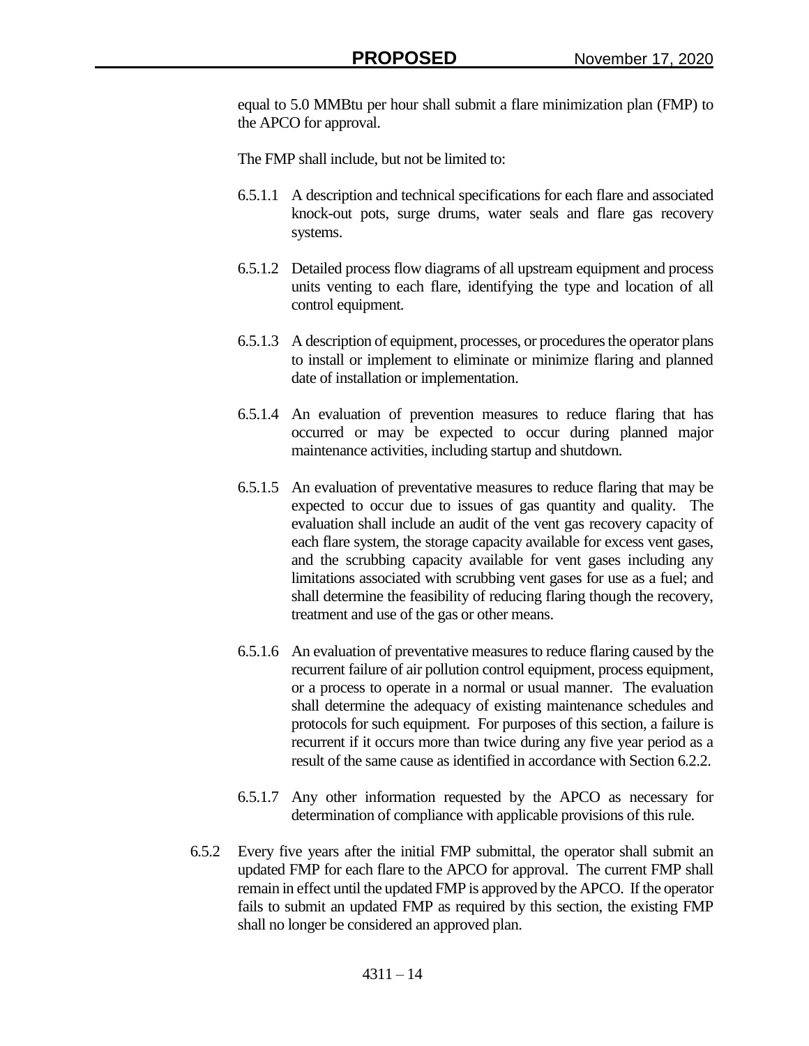equal to 5.0 MMBtu per hour shall submit a flare minimization plan (FMP) to the APCO for approval.

The FMP shall include, but not be limited to:

6.5.1.1 A description and technical specifications for each flare and associated knock-out pots, surge drums, water seals and flare gas recovery systems.

6.5.1.2 Detailed process flow diagrams of all upstream equipment and process units venting to each flare, identifying the type and location of all control equipment.

6.5.1.3 A description of equipment, processes, or procedures the operator plans to install or implement to eliminate or minimize flaring and planned date of installation or implementation.

6.5.1.4 An evaluation of prevention measures to reduce flaring that has occurred or may be expected to occur during planned major maintenance activities, including startup and shutdown.

6.5.1.5 An evaluation of preventative measures to reduce flaring that may be expected to occur due to issues of gas quantity and quality. The evaluation shall include an audit of the vent gas recovery capacity of each flare system, the storage capacity available for excess vent gases, and the scrubbing capacity available for vent gases including any limitations associated with scrubbing vent gases for use as a fuel; and shall determine the feasibility of reducing flaring though the recovery, treatment and use of the gas or other means.

6.5.1.6 An evaluation of preventative measures to reduce flaring caused by the recurrent failure of air pollution control equipment, process equipment, or a process to operate in a normal or usual manner. The evaluation shall determine the adequacy of existing maintenance schedules and protocols for such equipment. For purposes of this section, a failure is recurrent if it occurs more than twice during any five year period as a result of the same cause as identified in accordance with Section 6.2.2.

6.5.1.7 Any other information requested by the APCO as necessary for determination of compliance with applicable provisions of this rule.

6.5.2 Every five years after the initial FMP submittal, the operator shall submit an updated FMP for each flare to the APCO for approval. The current FMP shall remain in effect until the updated FMP is approved by the APCO. If the operator fails to submit an updated FMP as required by this section, the existing FMP shall no longer be considered an approved plan.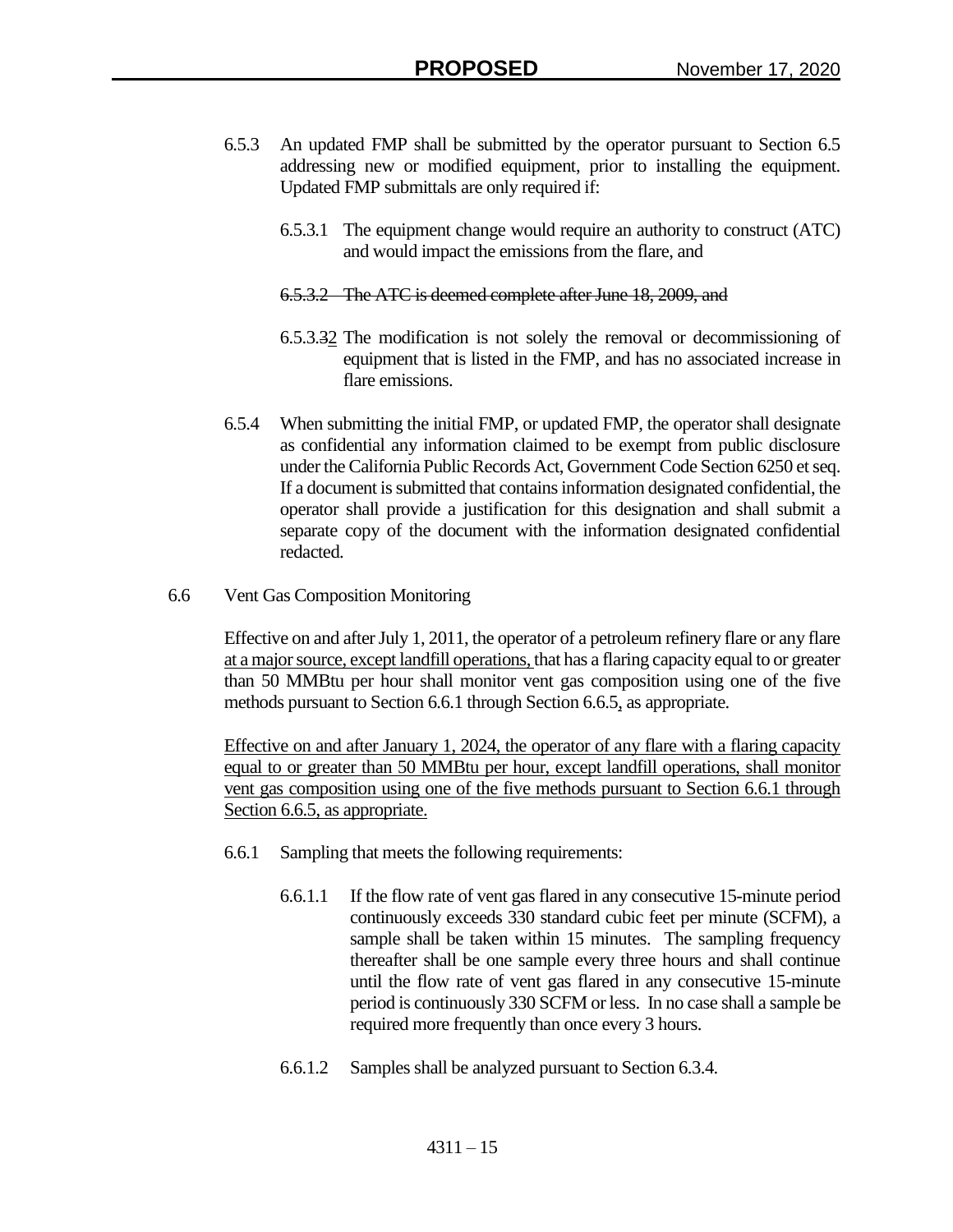6.5.3 An updated FMP shall be submitted by the operator pursuant to Section 6.5 addressing new or modified equipment, prior to installing the equipment. Updated FMP submittals are only required if:

6.5.3.1 The equipment change would require an authority to construct (ATC) and would impact the emissions from the flare, and

~~6.5.3.2 The ATC is deemed complete after June 18, 2009, and~~

6.5.3.~~3~~2 The modification is not solely the removal or decommissioning of equipment that is listed in the FMP, and has no associated increase in flare emissions.

6.5.4 When submitting the initial FMP, or updated FMP, the operator shall designate as confidential any information claimed to be exempt from public disclosure under the California Public Records Act, Government Code Section 6250 et seq. If a document is submitted that contains information designated confidential, the operator shall provide a justification for this designation and shall submit a separate copy of the document with the information designated confidential redacted.

6.6 Vent Gas Composition Monitoring

Effective on and after July 1, 2011, the operator of a petroleum refinery flare or any flare <u>at a major source, except landfill operations,</u> that has a flaring capacity equal to or greater than 50 MMBtu per hour shall monitor vent gas composition using one of the five methods pursuant to Section 6.6.1 through Section 6.6.5<u>,</u> as appropriate.

<u>Effective on and after January 1, 2024, the operator of any flare with a flaring capacity equal to or greater than 50 MMBtu per hour, except landfill operations, shall monitor vent gas composition using one of the five methods pursuant to Section 6.6.1 through Section 6.6.5, as appropriate.</u>

6.6.1 Sampling that meets the following requirements:

6.6.1.1 If the flow rate of vent gas flared in any consecutive 15-minute period continuously exceeds 330 standard cubic feet per minute (SCFM), a sample shall be taken within 15 minutes. The sampling frequency thereafter shall be one sample every three hours and shall continue until the flow rate of vent gas flared in any consecutive 15-minute period is continuously 330 SCFM or less. In no case shall a sample be required more frequently than once every 3 hours.

6.6.1.2 Samples shall be analyzed pursuant to Section 6.3.4.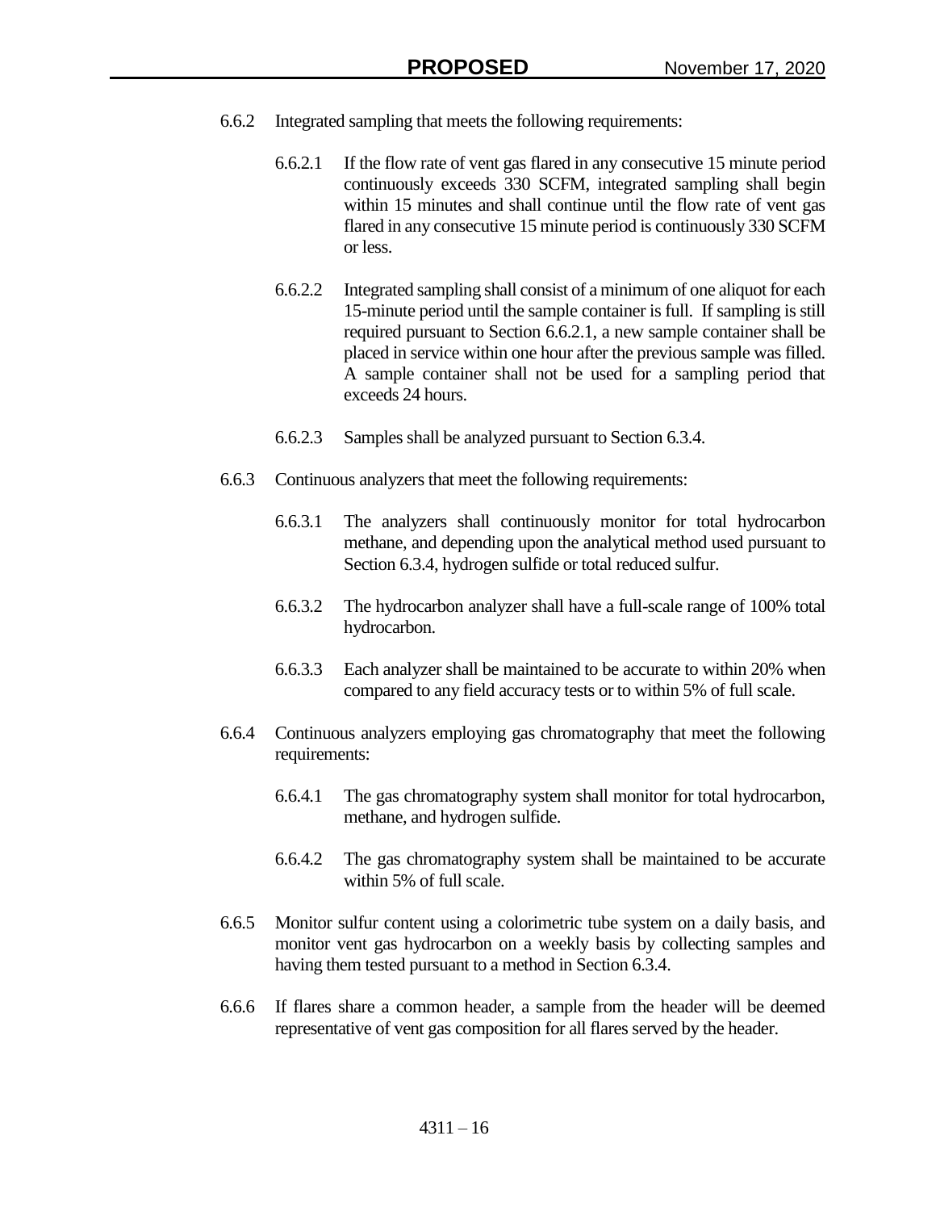6.6.2 Integrated sampling that meets the following requirements:

6.6.2.1 If the flow rate of vent gas flared in any consecutive 15 minute period continuously exceeds 330 SCFM, integrated sampling shall begin within 15 minutes and shall continue until the flow rate of vent gas flared in any consecutive 15 minute period is continuously 330 SCFM or less.

6.6.2.2 Integrated sampling shall consist of a minimum of one aliquot for each 15-minute period until the sample container is full. If sampling is still required pursuant to Section 6.6.2.1, a new sample container shall be placed in service within one hour after the previous sample was filled. A sample container shall not be used for a sampling period that exceeds 24 hours.

6.6.2.3 Samples shall be analyzed pursuant to Section 6.3.4.

6.6.3 Continuous analyzers that meet the following requirements:

6.6.3.1 The analyzers shall continuously monitor for total hydrocarbon methane, and depending upon the analytical method used pursuant to Section 6.3.4, hydrogen sulfide or total reduced sulfur.

6.6.3.2 The hydrocarbon analyzer shall have a full-scale range of 100% total hydrocarbon.

6.6.3.3 Each analyzer shall be maintained to be accurate to within 20% when compared to any field accuracy tests or to within 5% of full scale.

6.6.4 Continuous analyzers employing gas chromatography that meet the following requirements:

6.6.4.1 The gas chromatography system shall monitor for total hydrocarbon, methane, and hydrogen sulfide.

6.6.4.2 The gas chromatography system shall be maintained to be accurate within 5% of full scale.

6.6.5 Monitor sulfur content using a colorimetric tube system on a daily basis, and monitor vent gas hydrocarbon on a weekly basis by collecting samples and having them tested pursuant to a method in Section 6.3.4.

6.6.6 If flares share a common header, a sample from the header will be deemed representative of vent gas composition for all flares served by the header.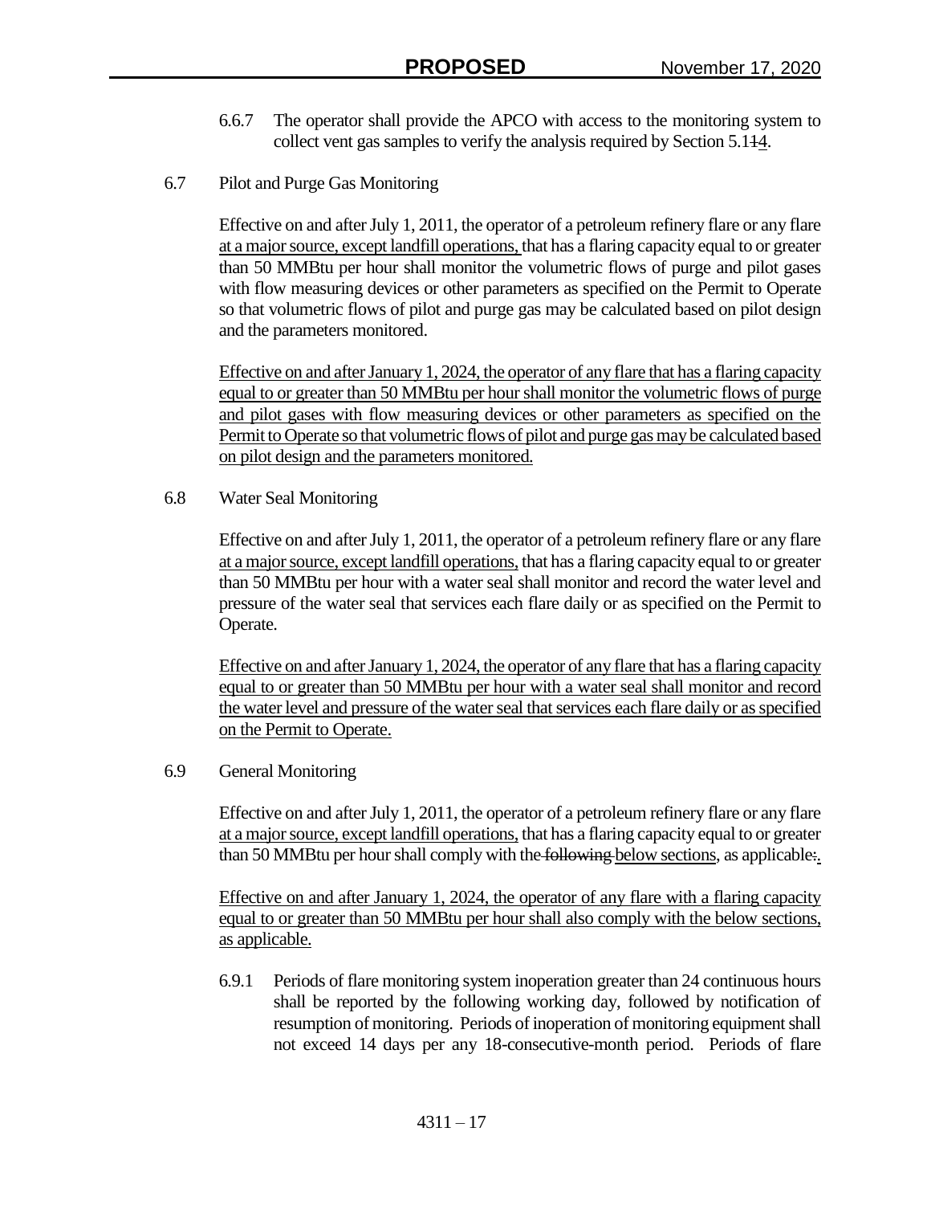6.6.7 The operator shall provide the APCO with access to the monitoring system to collect vent gas samples to verify the analysis required by Section 5.1~~1~~<u>4</u>.

6.7 Pilot and Purge Gas Monitoring

Effective on and after July 1, 2011, the operator of a petroleum refinery flare or any flare <u>at a major source, except landfill operations,</u> that has a flaring capacity equal to or greater than 50 MMBtu per hour shall monitor the volumetric flows of purge and pilot gases with flow measuring devices or other parameters as specified on the Permit to Operate so that volumetric flows of pilot and purge gas may be calculated based on pilot design and the parameters monitored.

<u>Effective on and after January 1, 2024, the operator of any flare that has a flaring capacity equal to or greater than 50 MMBtu per hour shall monitor the volumetric flows of purge and pilot gases with flow measuring devices or other parameters as specified on the Permit to Operate so that volumetric flows of pilot and purge gas may be calculated based on pilot design and the parameters monitored.</u>

6.8 Water Seal Monitoring

Effective on and after July 1, 2011, the operator of a petroleum refinery flare or any flare <u>at a major source, except landfill operations,</u> that has a flaring capacity equal to or greater than 50 MMBtu per hour with a water seal shall monitor and record the water level and pressure of the water seal that services each flare daily or as specified on the Permit to Operate.

<u>Effective on and after January 1, 2024, the operator of any flare that has a flaring capacity equal to or greater than 50 MMBtu per hour with a water seal shall monitor and record the water level and pressure of the water seal that services each flare daily or as specified on the Permit to Operate.</u>

6.9 General Monitoring

Effective on and after July 1, 2011, the operator of a petroleum refinery flare or any flare <u>at a major source, except landfill operations,</u> that has a flaring capacity equal to or greater than 50 MMBtu per hour shall comply with the ~~following~~ <u>below sections</u>, as applicable~~:~~<u>.</u>

<u>Effective on and after January 1, 2024, the operator of any flare with a flaring capacity equal to or greater than 50 MMBtu per hour shall also comply with the below sections, as applicable.</u>

6.9.1 Periods of flare monitoring system inoperation greater than 24 continuous hours shall be reported by the following working day, followed by notification of resumption of monitoring. Periods of inoperation of monitoring equipment shall not exceed 14 days per any 18-consecutive-month period. Periods of flare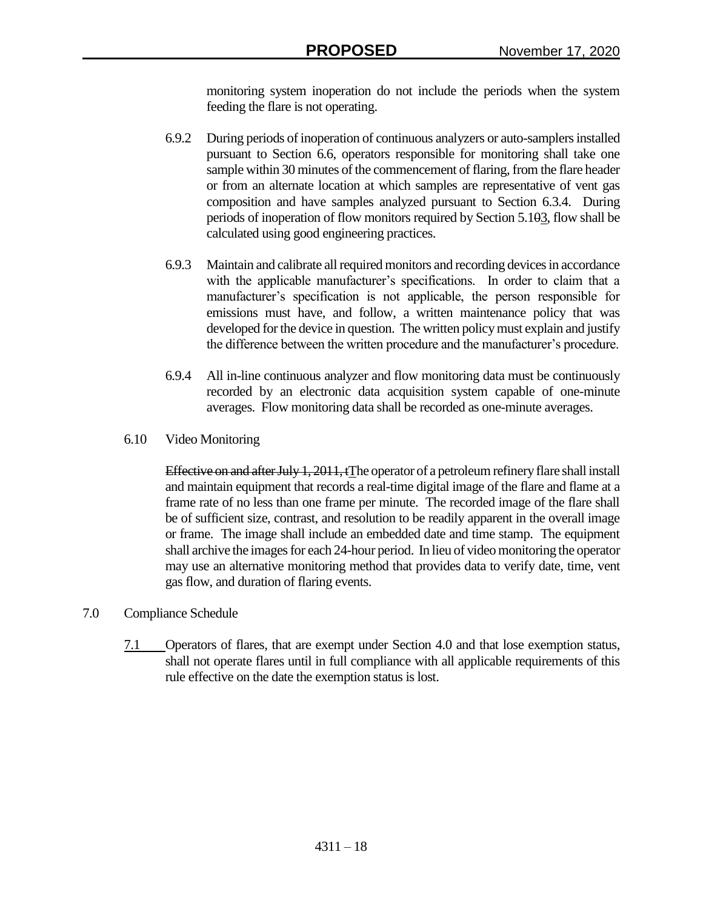monitoring system inoperation do not include the periods when the system feeding the flare is not operating.

6.9.2 During periods of inoperation of continuous analyzers or auto-samplers installed pursuant to Section 6.6, operators responsible for monitoring shall take one sample within 30 minutes of the commencement of flaring, from the flare header or from an alternate location at which samples are representative of vent gas composition and have samples analyzed pursuant to Section 6.3.4. During periods of inoperation of flow monitors required by Section 5.1~~0~~3, flow shall be calculated using good engineering practices.

6.9.3 Maintain and calibrate all required monitors and recording devices in accordance with the applicable manufacturer's specifications. In order to claim that a manufacturer's specification is not applicable, the person responsible for emissions must have, and follow, a written maintenance policy that was developed for the device in question. The written policy must explain and justify the difference between the written procedure and the manufacturer's procedure.

6.9.4 All in-line continuous analyzer and flow monitoring data must be continuously recorded by an electronic data acquisition system capable of one-minute averages. Flow monitoring data shall be recorded as one-minute averages.

6.10 Video Monitoring

~~Effective on and after July 1, 2011, t~~The operator of a petroleum refinery flare shall install and maintain equipment that records a real-time digital image of the flare and flame at a frame rate of no less than one frame per minute. The recorded image of the flare shall be of sufficient size, contrast, and resolution to be readily apparent in the overall image or frame. The image shall include an embedded date and time stamp. The equipment shall archive the images for each 24-hour period. In lieu of video monitoring the operator may use an alternative monitoring method that provides data to verify date, time, vent gas flow, and duration of flaring events.

7.0 Compliance Schedule

7.1 Operators of flares, that are exempt under Section 4.0 and that lose exemption status, shall not operate flares until in full compliance with all applicable requirements of this rule effective on the date the exemption status is lost.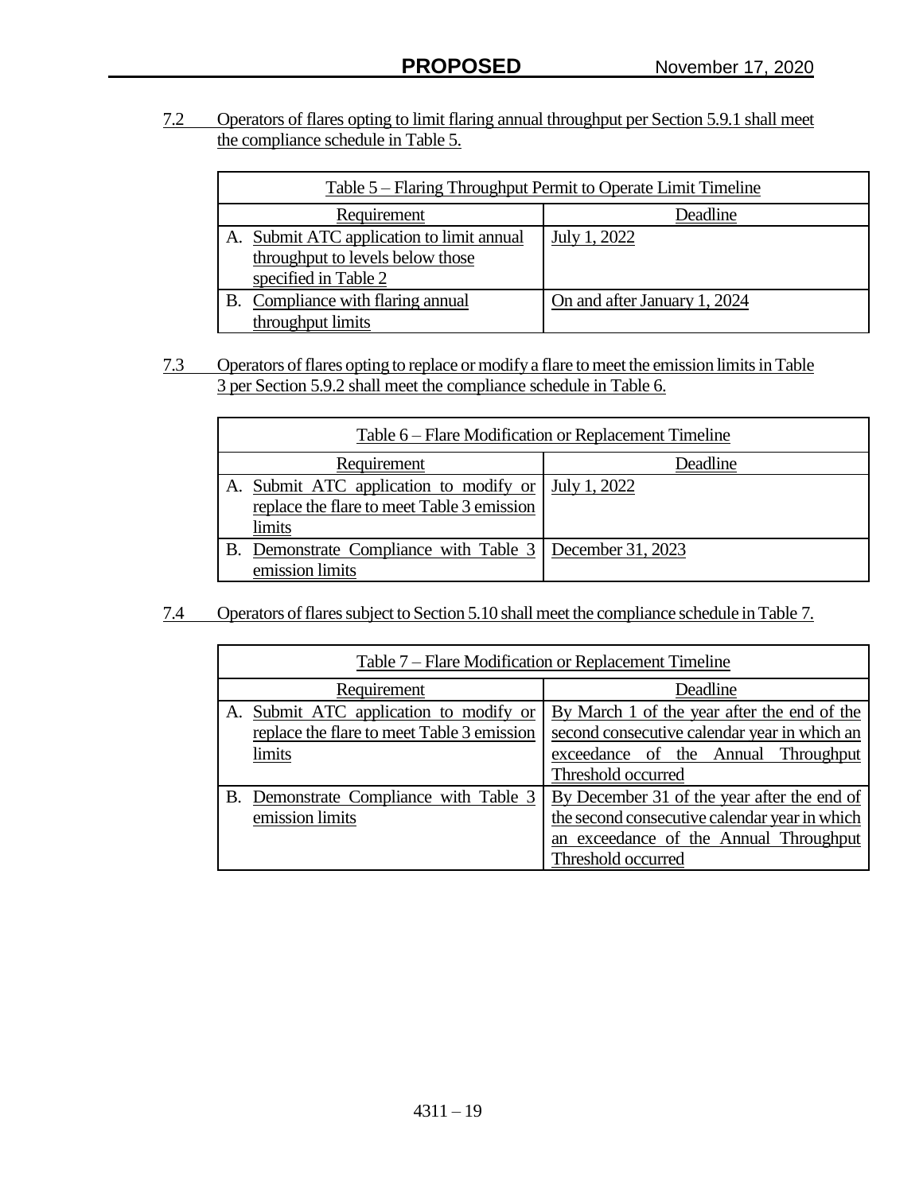7.2 Operators of flares opting to limit flaring annual throughput per Section 5.9.1 shall meet the compliance schedule in Table 5.

| Table 5 – Flaring Throughput Permit to Operate Limit Timeline | |
|---|---|
| Requirement | Deadline |
| A. Submit ATC application to limit annual throughput to levels below those specified in Table 2 | July 1, 2022 |
| B. Compliance with flaring annual throughput limits | On and after January 1, 2024 |

7.3 Operators of flares opting to replace or modify a flare to meet the emission limits in Table 3 per Section 5.9.2 shall meet the compliance schedule in Table 6.

| Table 6 – Flare Modification or Replacement Timeline | |
|---|---|
| Requirement | Deadline |
| A. Submit ATC application to modify or replace the flare to meet Table 3 emission limits | July 1, 2022 |
| B. Demonstrate Compliance with Table 3 emission limits | December 31, 2023 |

7.4 Operators of flares subject to Section 5.10 shall meet the compliance schedule in Table 7.

| Table 7 – Flare Modification or Replacement Timeline | |
|---|---|
| Requirement | Deadline |
| A. Submit ATC application to modify or replace the flare to meet Table 3 emission limits | By March 1 of the year after the end of the second consecutive calendar year in which an exceedance of the Annual Throughput Threshold occurred |
| B. Demonstrate Compliance with Table 3 emission limits | By December 31 of the year after the end of the second consecutive calendar year in which an exceedance of the Annual Throughput Threshold occurred |